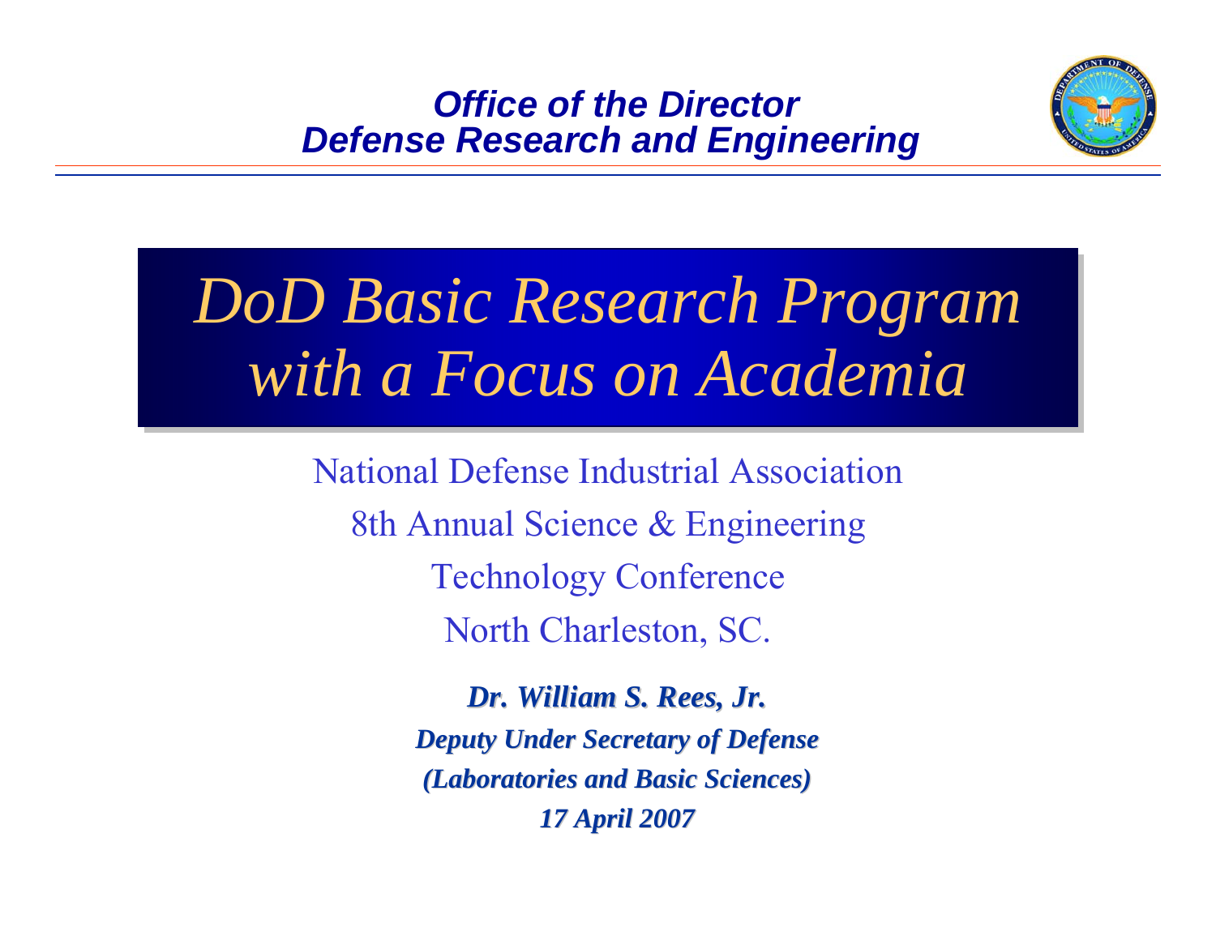**Office of the Director**
**Defense Research and Engineering**

# *DoD Basic Research Program with a Focus on Academia*

National Defense Industrial Association

8th Annual Science & Engineering

Technology Conference

North Charleston, SC.

***Dr. William S. Rees, Jr.***

***Deputy Under Secretary of Defense***

***(Laboratories and Basic Sciences)***

***17 April 2007***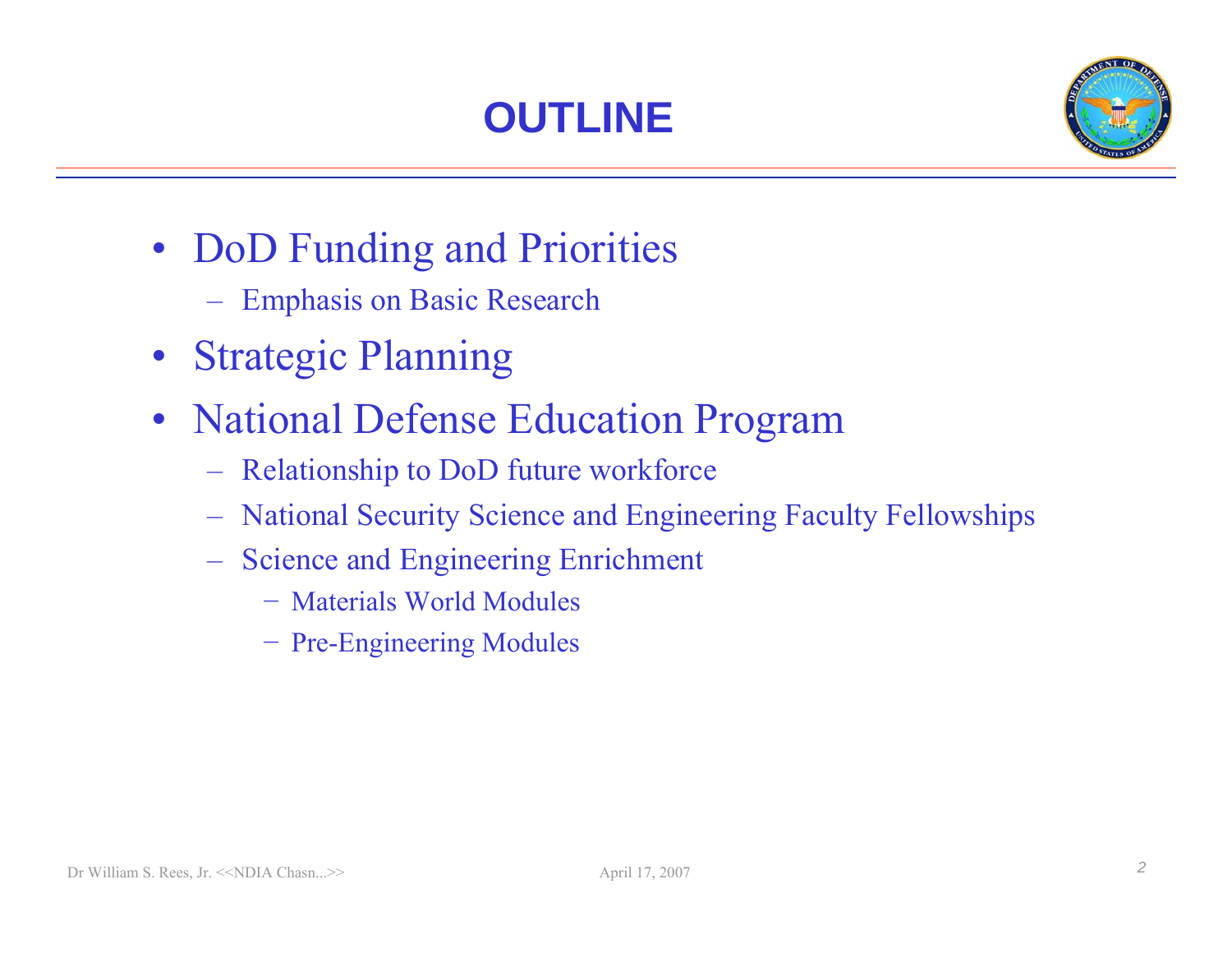# OUTLINE

- DoD Funding and Priorities
  - Emphasis on Basic Research
- Strategic Planning
- National Defense Education Program
  - Relationship to DoD future workforce
  - National Security Science and Engineering Faculty Fellowships
  - Science and Engineering Enrichment
    - Materials World Modules
    - Pre-Engineering Modules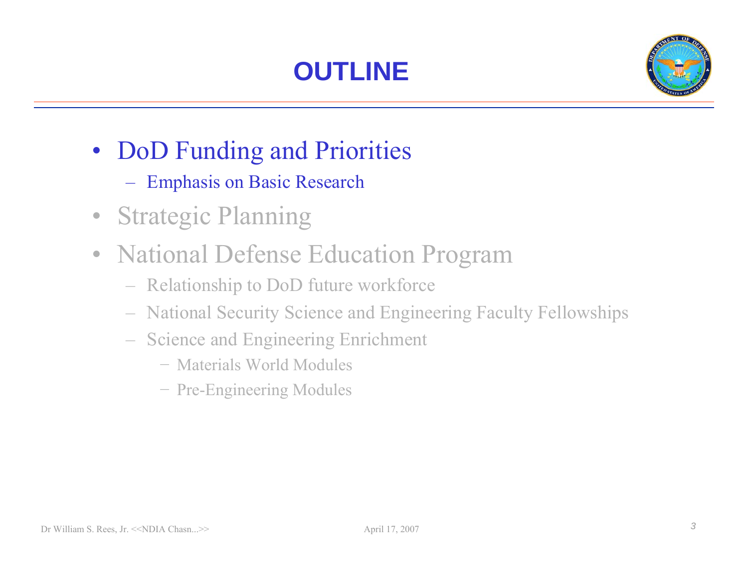# OUTLINE

- DoD Funding and Priorities
  - Emphasis on Basic Research
- Strategic Planning
- National Defense Education Program
  - Relationship to DoD future workforce
  - National Security Science and Engineering Faculty Fellowships
  - Science and Engineering Enrichment
    - Materials World Modules
    - Pre-Engineering Modules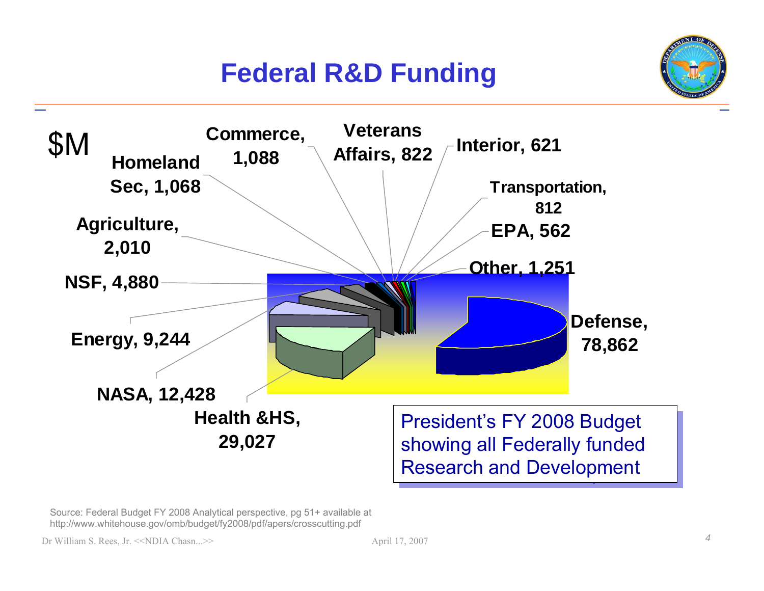# Federal R&D Funding

$M

| Agency | $M |
|---|---|
| Defense | 78,862 |
| Health &HS | 29,027 |
| NASA | 12,428 |
| Energy | 9,244 |
| NSF | 4,880 |
| Agriculture | 2,010 |
| Homeland Sec | 1,068 |
| Commerce | 1,088 |
| Veterans Affairs | 822 |
| Interior | 621 |
| Transportation | 812 |
| EPA | 562 |
| Other | 1,251 |

President's FY 2008 Budget showing all Federally funded Research and Development

Source: Federal Budget FY 2008 Analytical perspective, pg 51+ available at http://www.whitehouse.gov/omb/budget/fy2008/pdf/apers/crosscutting.pdf

Dr William S. Rees, Jr. <<NDIA Chasn...>>

April 17, 2007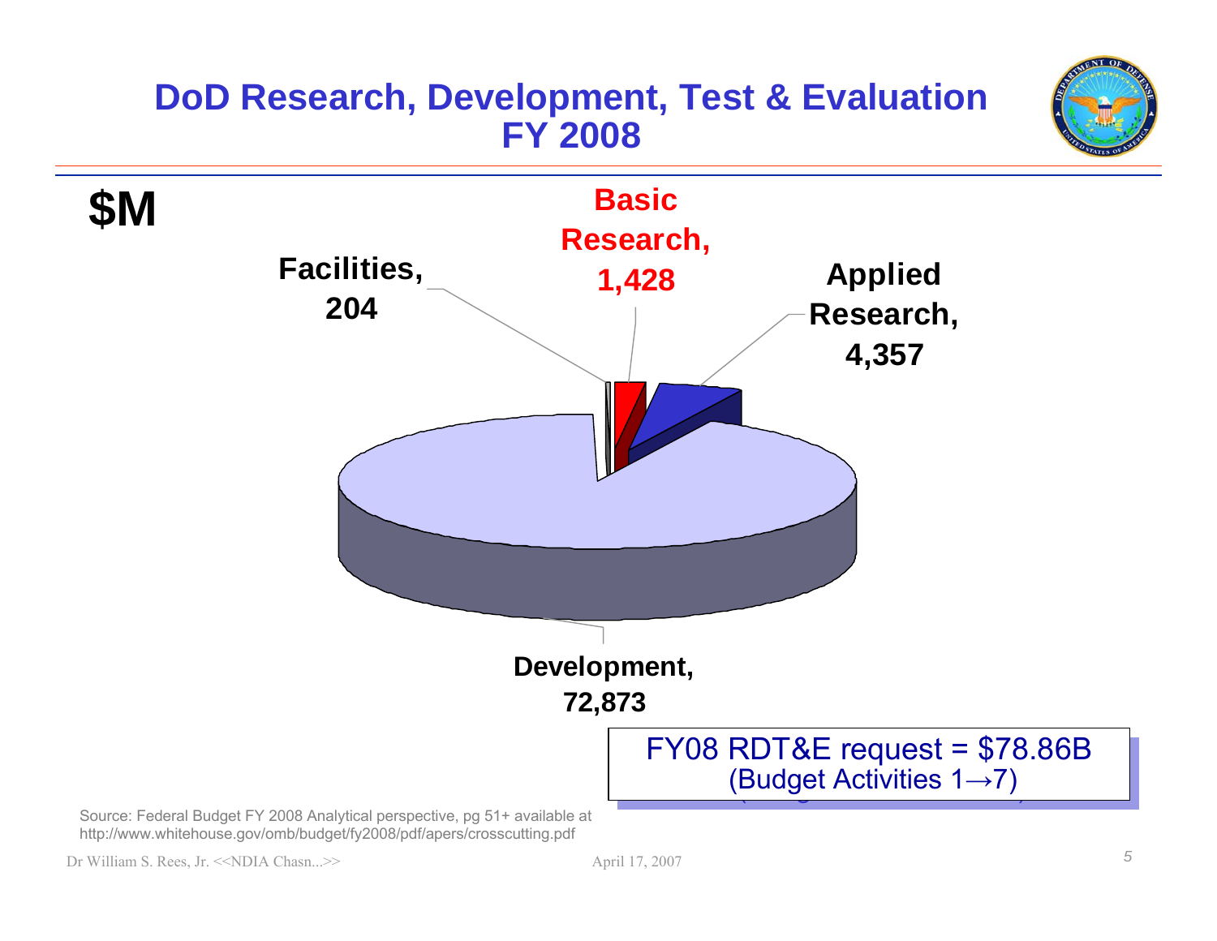# DoD Research, Development, Test & Evaluation FY 2008

**$M**

- **Basic Research, 1,428**
- **Applied Research, 4,357**
- **Facilities, 204**
- **Development, 72,873**

FY08 RDT&E request = $78.86B
(Budget Activities 1→7)

Source: Federal Budget FY 2008 Analytical perspective, pg 51+ available at http://www.whitehouse.gov/omb/budget/fy2008/pdf/apers/crosscutting.pdf

Dr William S. Rees, Jr. <<NDIA Chasn...>>

April 17, 2007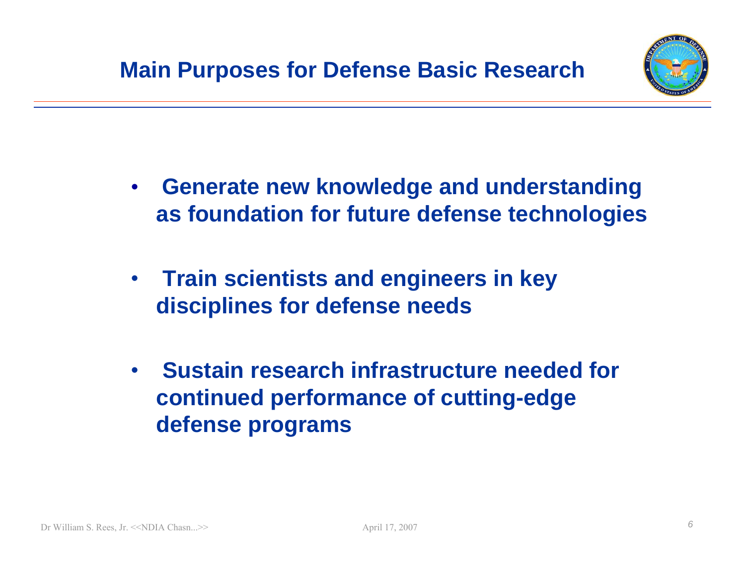# Main Purposes for Defense Basic Research

- **Generate new knowledge and understanding as foundation for future defense technologies**
- **Train scientists and engineers in key disciplines for defense needs**
- **Sustain research infrastructure needed for continued performance of cutting-edge defense programs**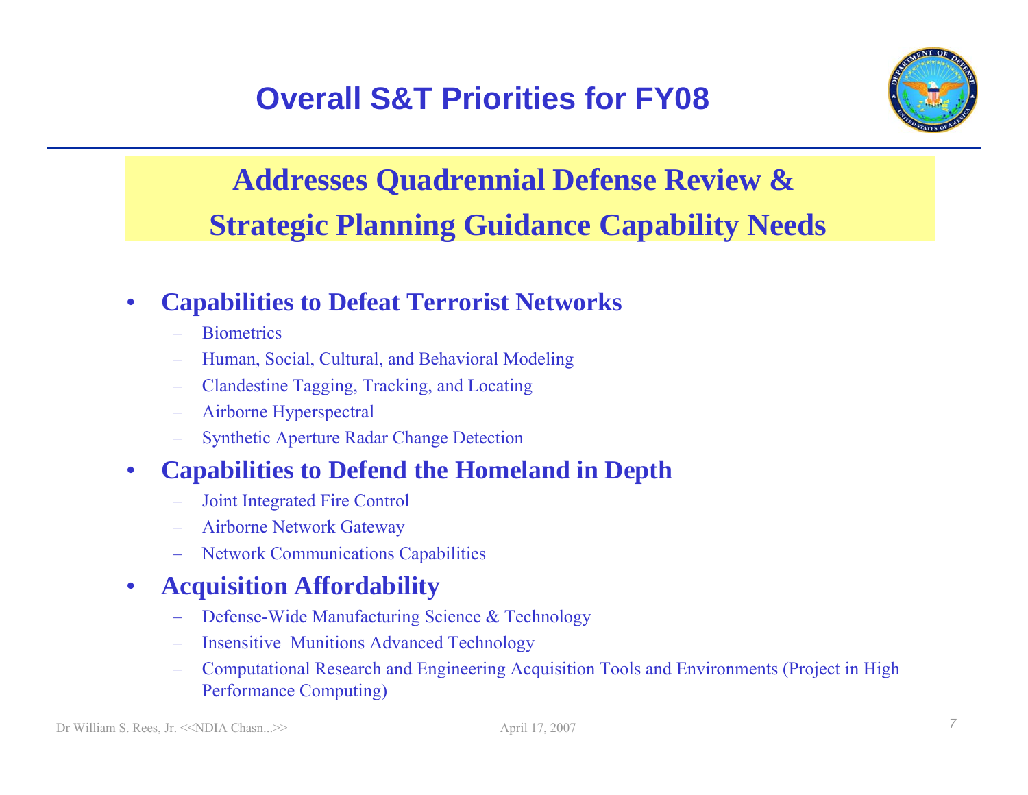# Overall S&T Priorities for FY08

**Addresses Quadrennial Defense Review & Strategic Planning Guidance Capability Needs**

- **Capabilities to Defeat Terrorist Networks**
  - Biometrics
  - Human, Social, Cultural, and Behavioral Modeling
  - Clandestine Tagging, Tracking, and Locating
  - Airborne Hyperspectral
  - Synthetic Aperture Radar Change Detection
- **Capabilities to Defend the Homeland in Depth**
  - Joint Integrated Fire Control
  - Airborne Network Gateway
  - Network Communications Capabilities
- **Acquisition Affordability**
  - Defense-Wide Manufacturing Science & Technology
  - Insensitive Munitions Advanced Technology
  - Computational Research and Engineering Acquisition Tools and Environments (Project in High Performance Computing)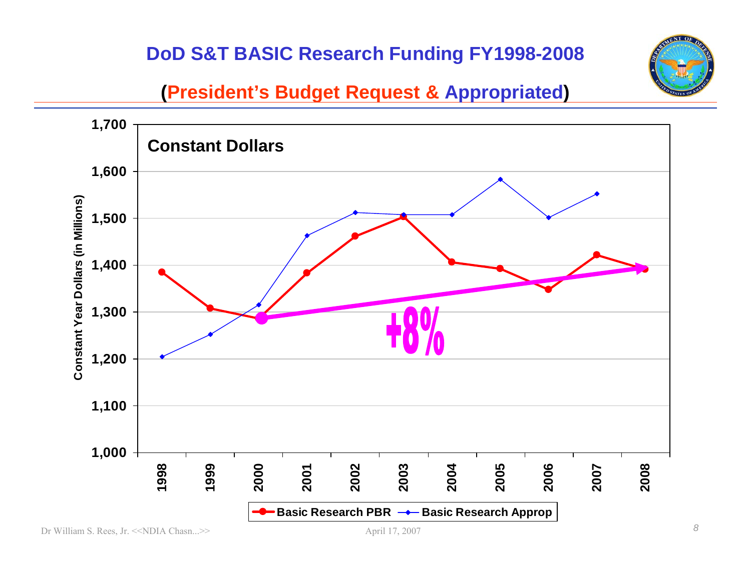# DoD S&T BASIC Research Funding FY1998-2008

## (President's Budget Request & Appropriated)

**Constant Dollars**

Constant Year Dollars (in Millions)

1,700
1,600
1,500
1,400
1,300
1,200
1,100
1,000

1998 1999 2000 2001 2002 2003 2004 2005 2006 2007 2008

+8%

Basic Research PBR — Basic Research Approp

Dr William S. Rees, Jr. <<NDIA Chasn...>> April 17, 2007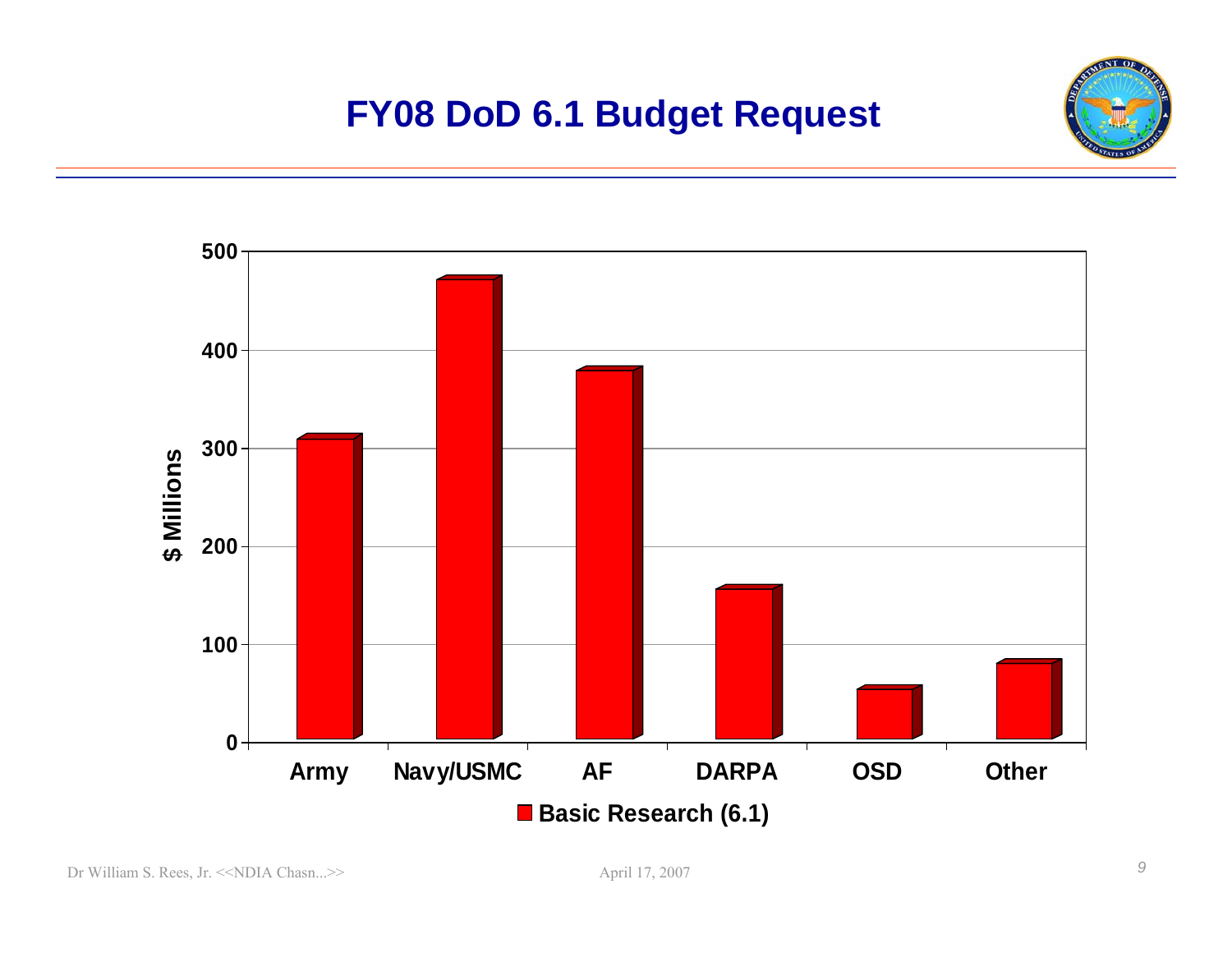# FY08 DoD 6.1 Budget Request

$ Millions

500

400

300

200

100

0

Army | Navy/USMC | AF | DARPA | OSD | Other

Basic Research (6.1)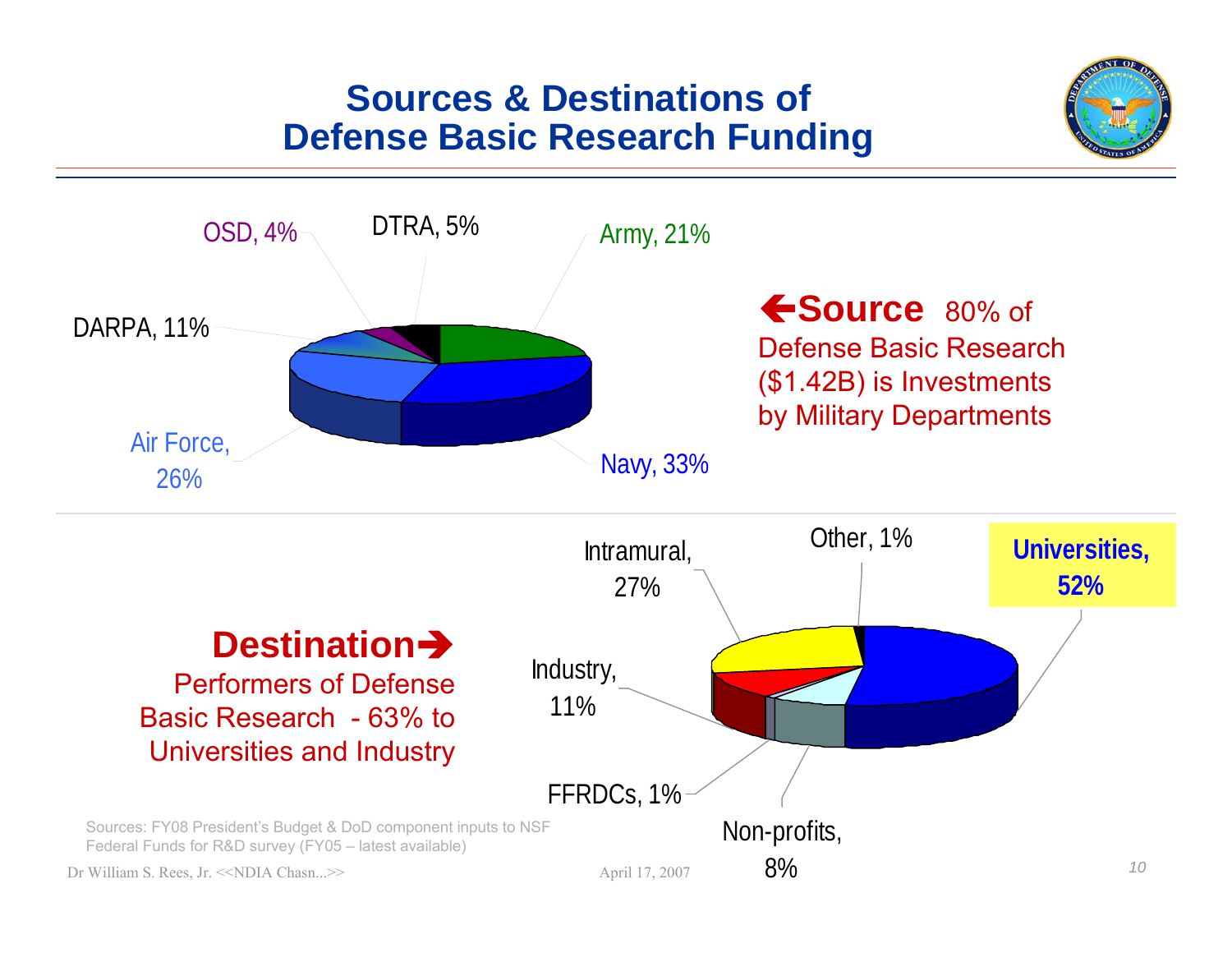# Sources & Destinations of Defense Basic Research Funding

OSD, 4%

DTRA, 5%

Army, 21%

DARPA, 11%

Air Force, 26%

Navy, 33%

**Source** 80% of Defense Basic Research ($1.42B) is Investments by Military Departments

**Destination**

Performers of Defense Basic Research - 63% to Universities and Industry

Intramural, 27%

Other, 1%

**Universities, 52%**

Industry, 11%

FFRDCs, 1%

Non-profits, 8%

Sources: FY08 President's Budget & DoD component inputs to NSF Federal Funds for R&D survey (FY05 – latest available)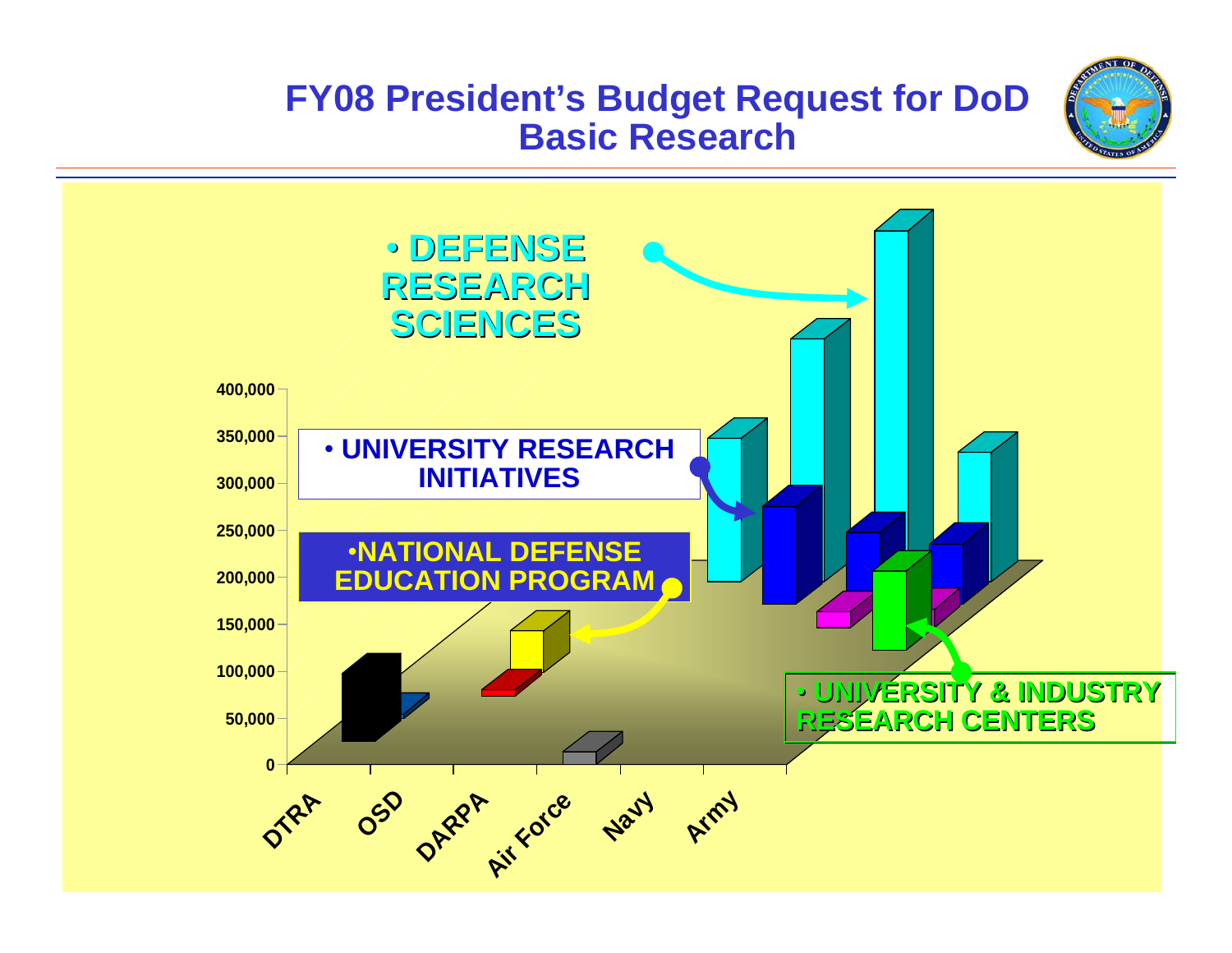# FY08 President's Budget Request for DoD Basic Research

- DEFENSE RESEARCH SCIENCES
- UNIVERSITY RESEARCH INITIATIVES
- NATIONAL DEFENSE EDUCATION PROGRAM
- UNIVERSITY & INDUSTRY RESEARCH CENTERS

400,000
350,000
300,000
250,000
200,000
150,000
100,000
50,000
0

DTRA OSD DARPA Air Force Navy Army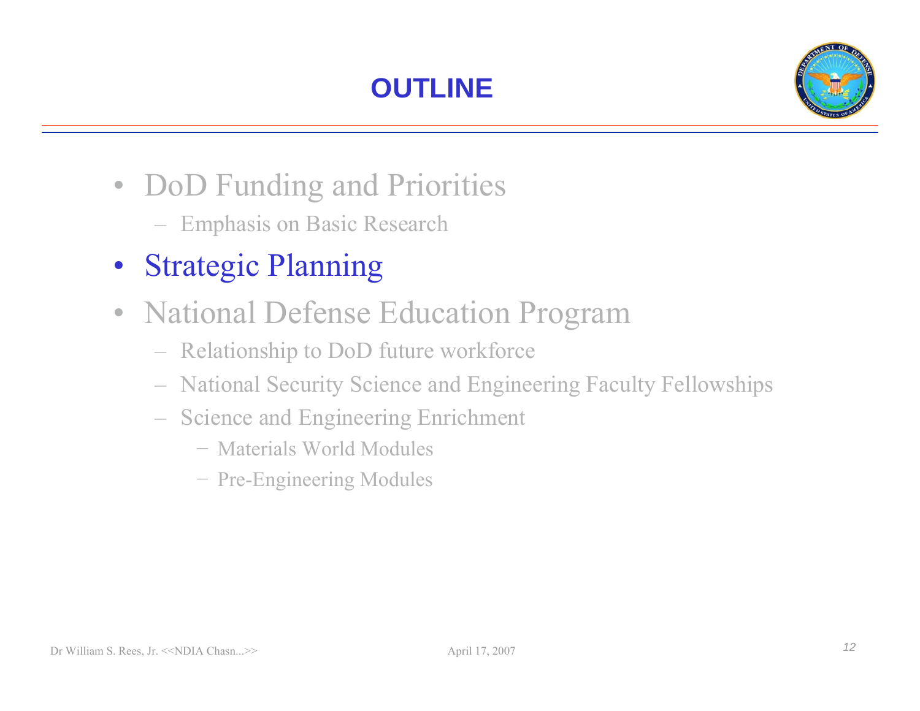# OUTLINE

- DoD Funding and Priorities
  - Emphasis on Basic Research
- Strategic Planning
- National Defense Education Program
  - Relationship to DoD future workforce
  - National Security Science and Engineering Faculty Fellowships
  - Science and Engineering Enrichment
    - Materials World Modules
    - Pre-Engineering Modules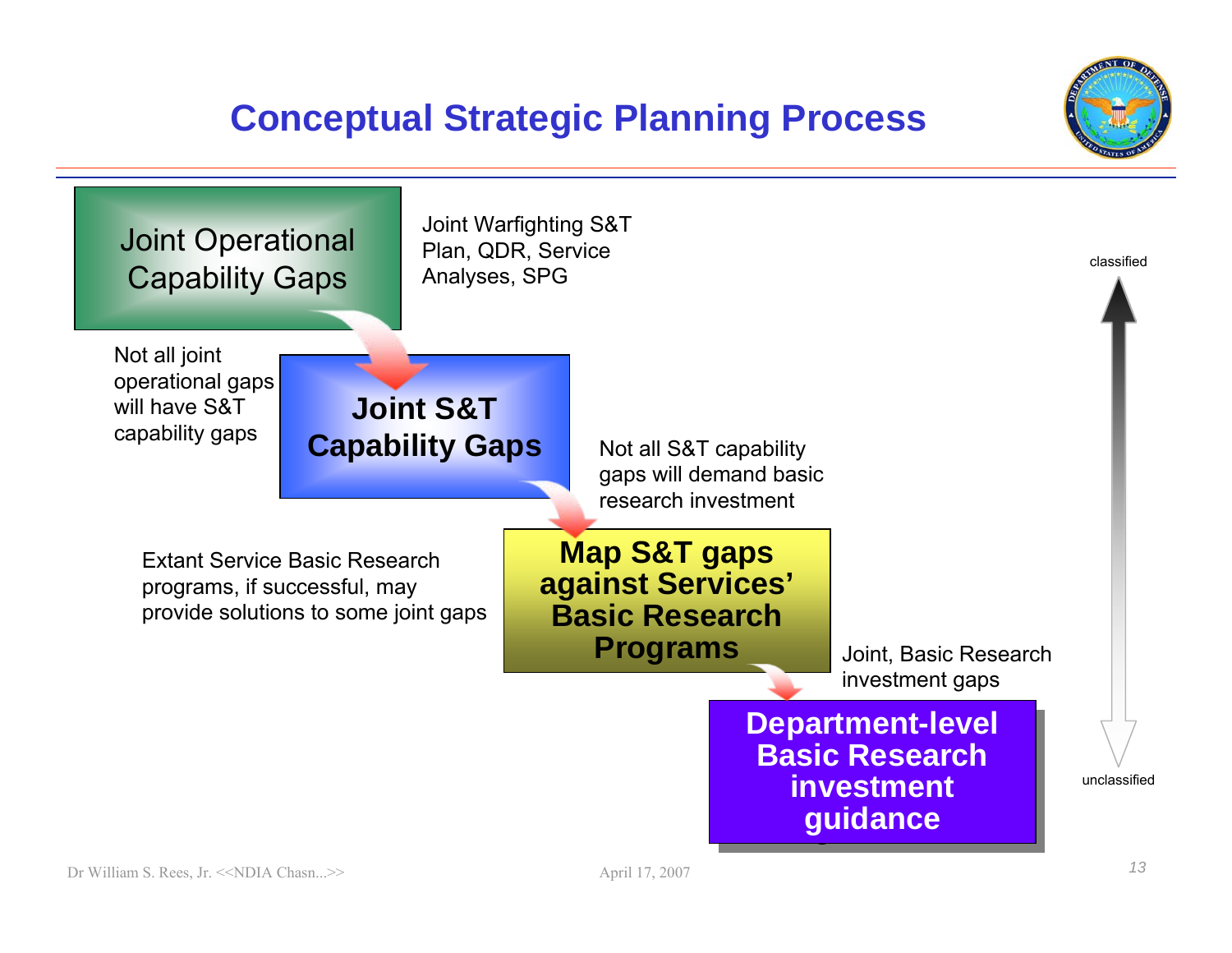# Conceptual Strategic Planning Process

**Joint Operational Capability Gaps**

Joint Warfighting S&T Plan, QDR, Service Analyses, SPG

Not all joint operational gaps will have S&T capability gaps

**Joint S&T Capability Gaps**

Not all S&T capability gaps will demand basic research investment

Extant Service Basic Research programs, if successful, may provide solutions to some joint gaps

**Map S&T gaps against Services' Basic Research Programs**

Joint, Basic Research investment gaps

**Department-level Basic Research investment guidance**

classified

unclassified

Dr William S. Rees, Jr. <<NDIA Chasn...>>

April 17, 2007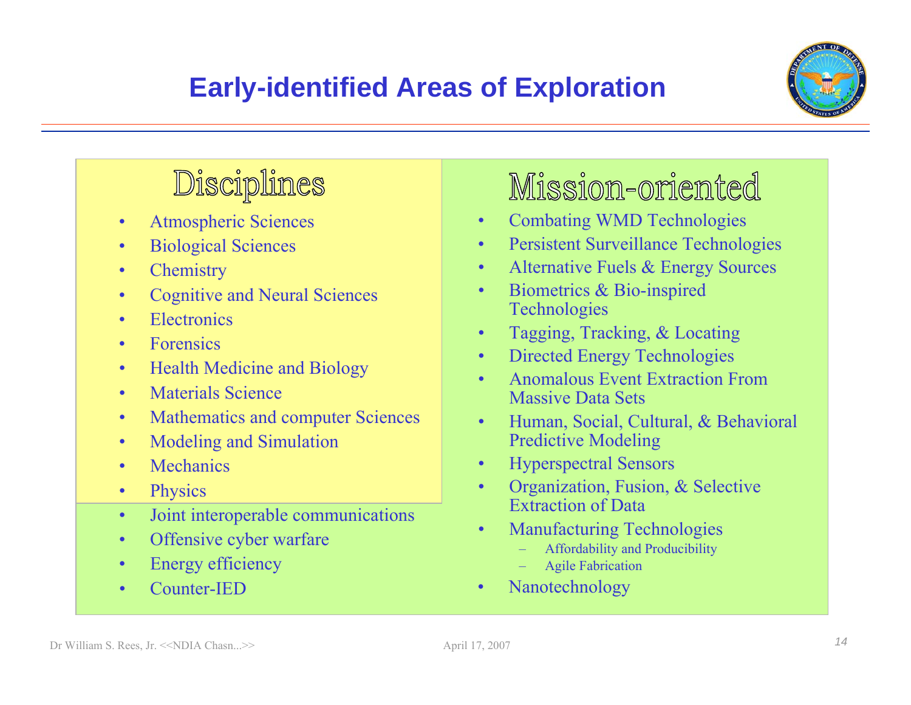# Early-identified Areas of Exploration

## Disciplines

- Atmospheric Sciences
- Biological Sciences
- Chemistry
- Cognitive and Neural Sciences
- Electronics
- Forensics
- Health Medicine and Biology
- Materials Science
- Mathematics and computer Sciences
- Modeling and Simulation
- Mechanics
- Physics
- Joint interoperable communications
- Offensive cyber warfare
- Energy efficiency
- Counter-IED

## Mission-oriented

- Combating WMD Technologies
- Persistent Surveillance Technologies
- Alternative Fuels & Energy Sources
- Biometrics & Bio-inspired Technologies
- Tagging, Tracking, & Locating
- Directed Energy Technologies
- Anomalous Event Extraction From Massive Data Sets
- Human, Social, Cultural, & Behavioral Predictive Modeling
- Hyperspectral Sensors
- Organization, Fusion, & Selective Extraction of Data
- Manufacturing Technologies
  - Affordability and Producibility
  - Agile Fabrication
- Nanotechnology

Dr William S. Rees, Jr. <<NDIA Chasn...>> April 17, 2007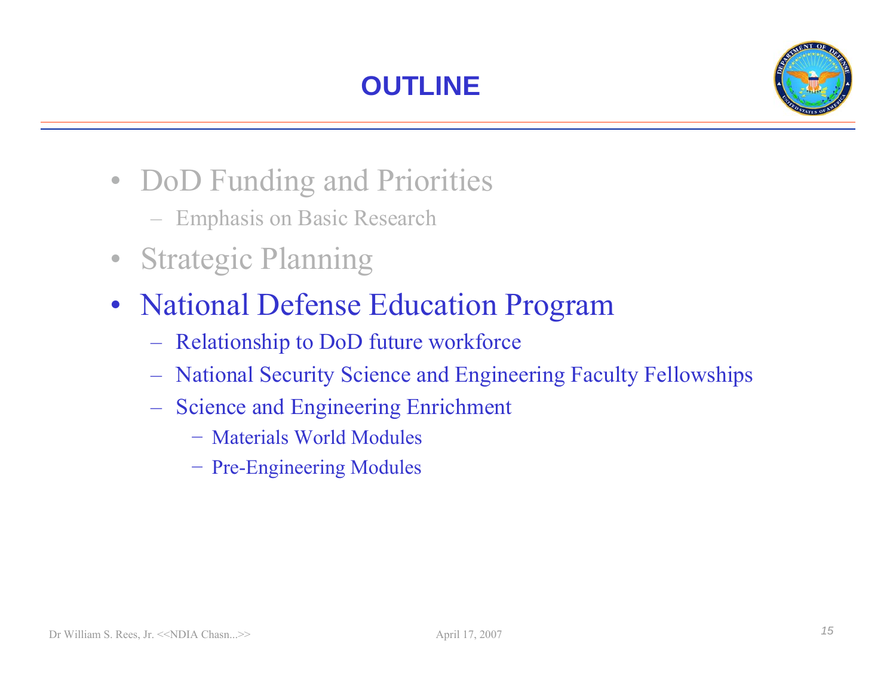# OUTLINE

- DoD Funding and Priorities
  - Emphasis on Basic Research
- Strategic Planning
- National Defense Education Program
  - Relationship to DoD future workforce
  - National Security Science and Engineering Faculty Fellowships
  - Science and Engineering Enrichment
    - Materials World Modules
    - Pre-Engineering Modules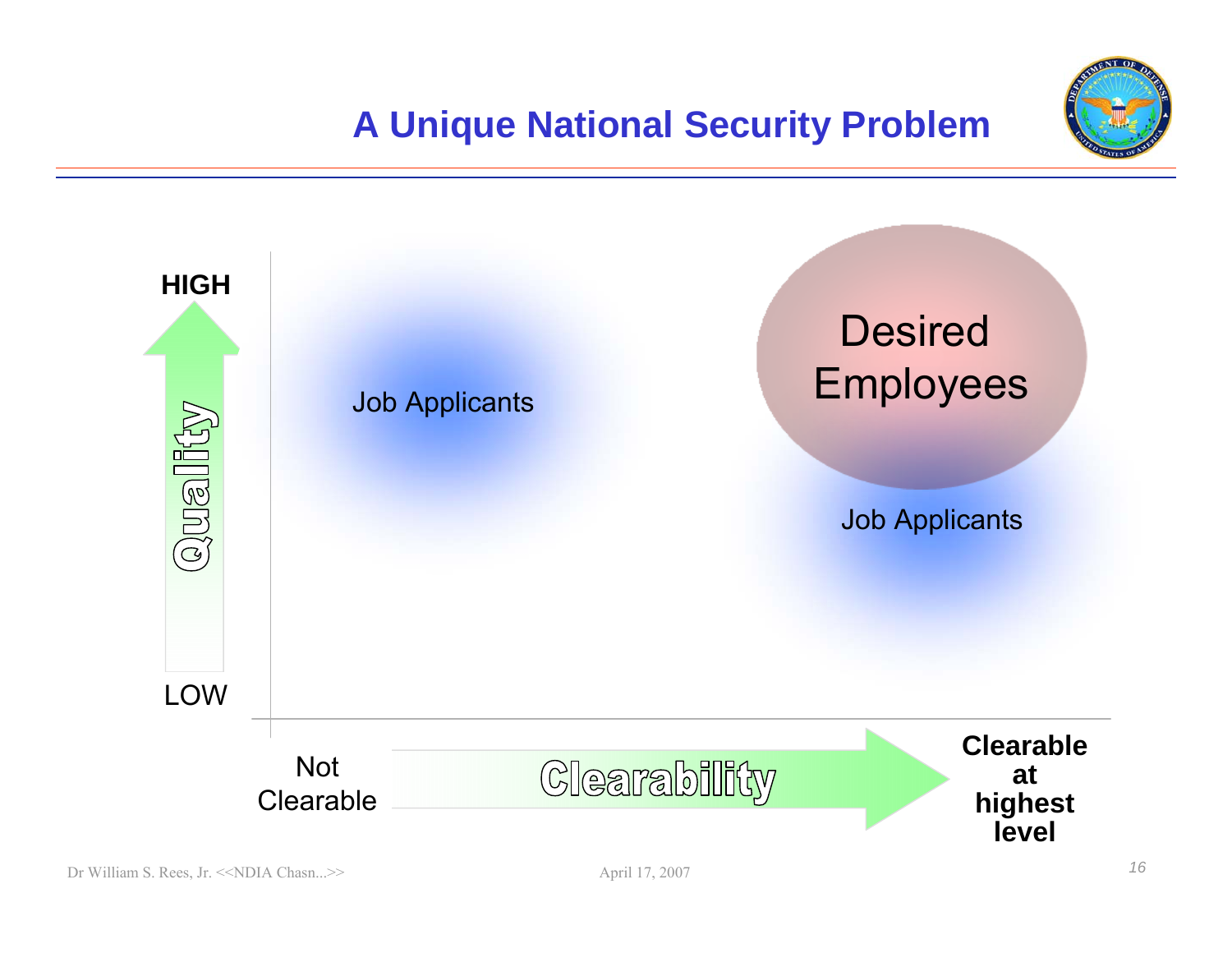# A Unique National Security Problem

HIGH

Quality

LOW

Job Applicants

Desired Employees

Job Applicants

Not Clearable

Clearability

**Clearable at highest level**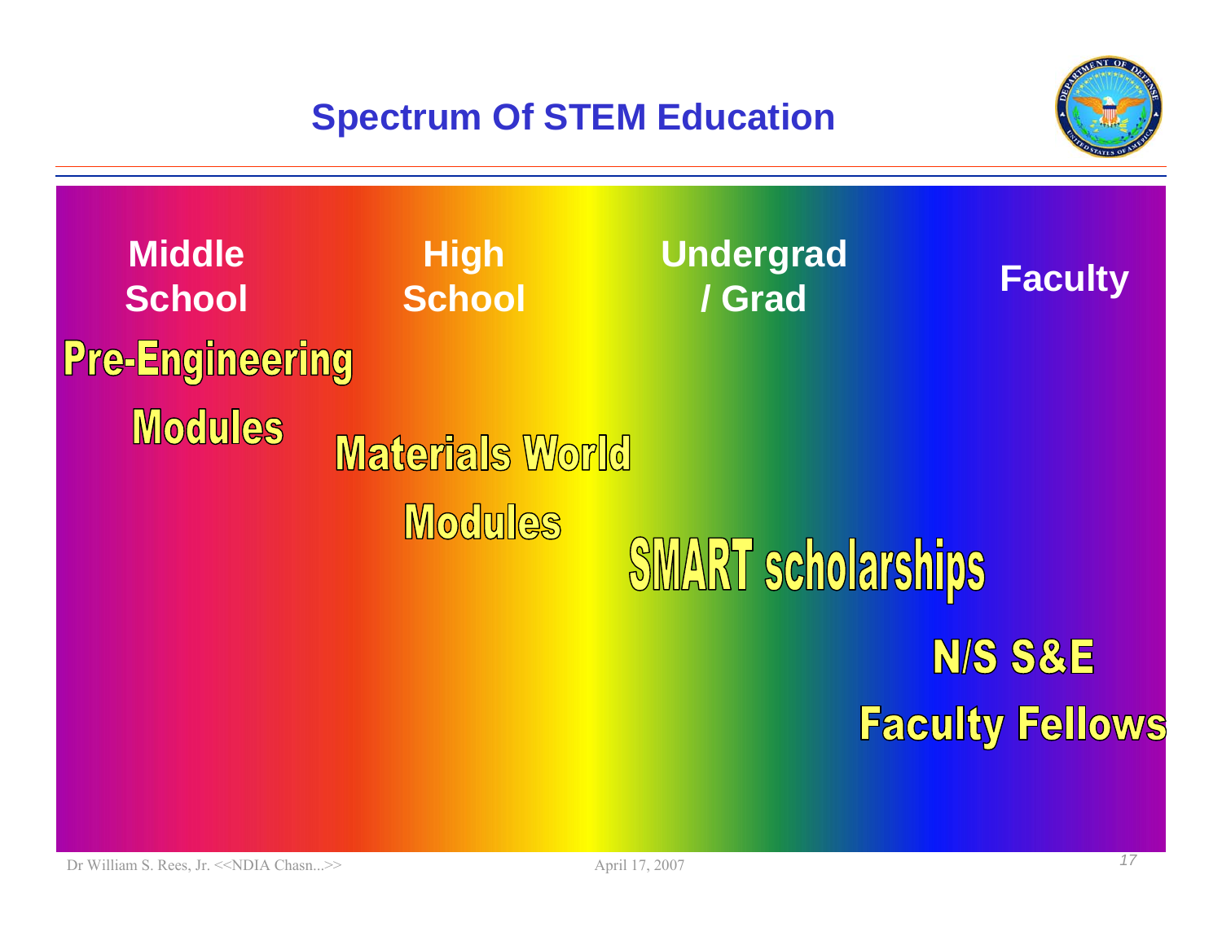# Spectrum Of STEM Education

**Middle School** | **High School** | **Undergrad / Grad** | **Faculty**

**Pre-Engineering Modules**

**Materials World Modules**

**SMART scholarships**

**N/S S&E Faculty Fellows**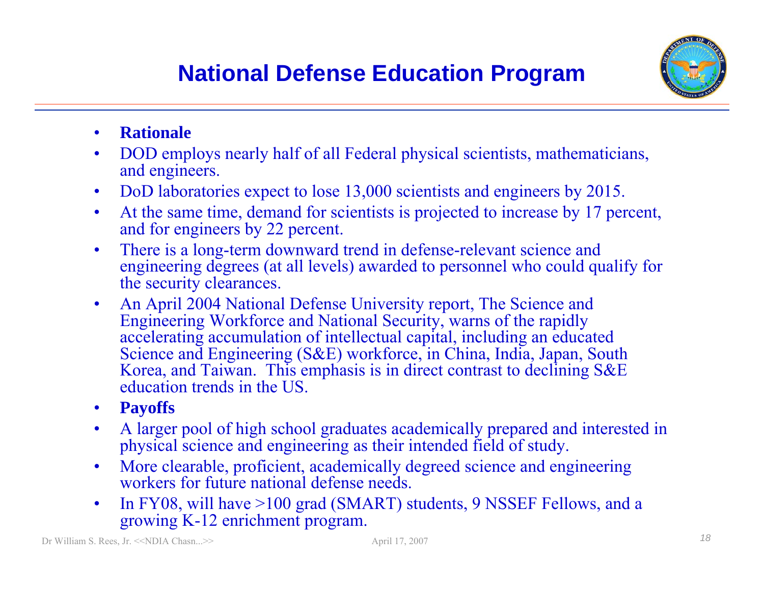# National Defense Education Program

- **Rationale**
- DOD employs nearly half of all Federal physical scientists, mathematicians, and engineers.
- DoD laboratories expect to lose 13,000 scientists and engineers by 2015.
- At the same time, demand for scientists is projected to increase by 17 percent, and for engineers by 22 percent.
- There is a long-term downward trend in defense-relevant science and engineering degrees (at all levels) awarded to personnel who could qualify for the security clearances.
- An April 2004 National Defense University report, The Science and Engineering Workforce and National Security, warns of the rapidly accelerating accumulation of intellectual capital, including an educated Science and Engineering (S&E) workforce, in China, India, Japan, South Korea, and Taiwan. This emphasis is in direct contrast to declining S&E education trends in the US.
- **Payoffs**
- A larger pool of high school graduates academically prepared and interested in physical science and engineering as their intended field of study.
- More clearable, proficient, academically degreed science and engineering workers for future national defense needs.
- In FY08, will have >100 grad (SMART) students, 9 NSSEF Fellows, and a growing K-12 enrichment program.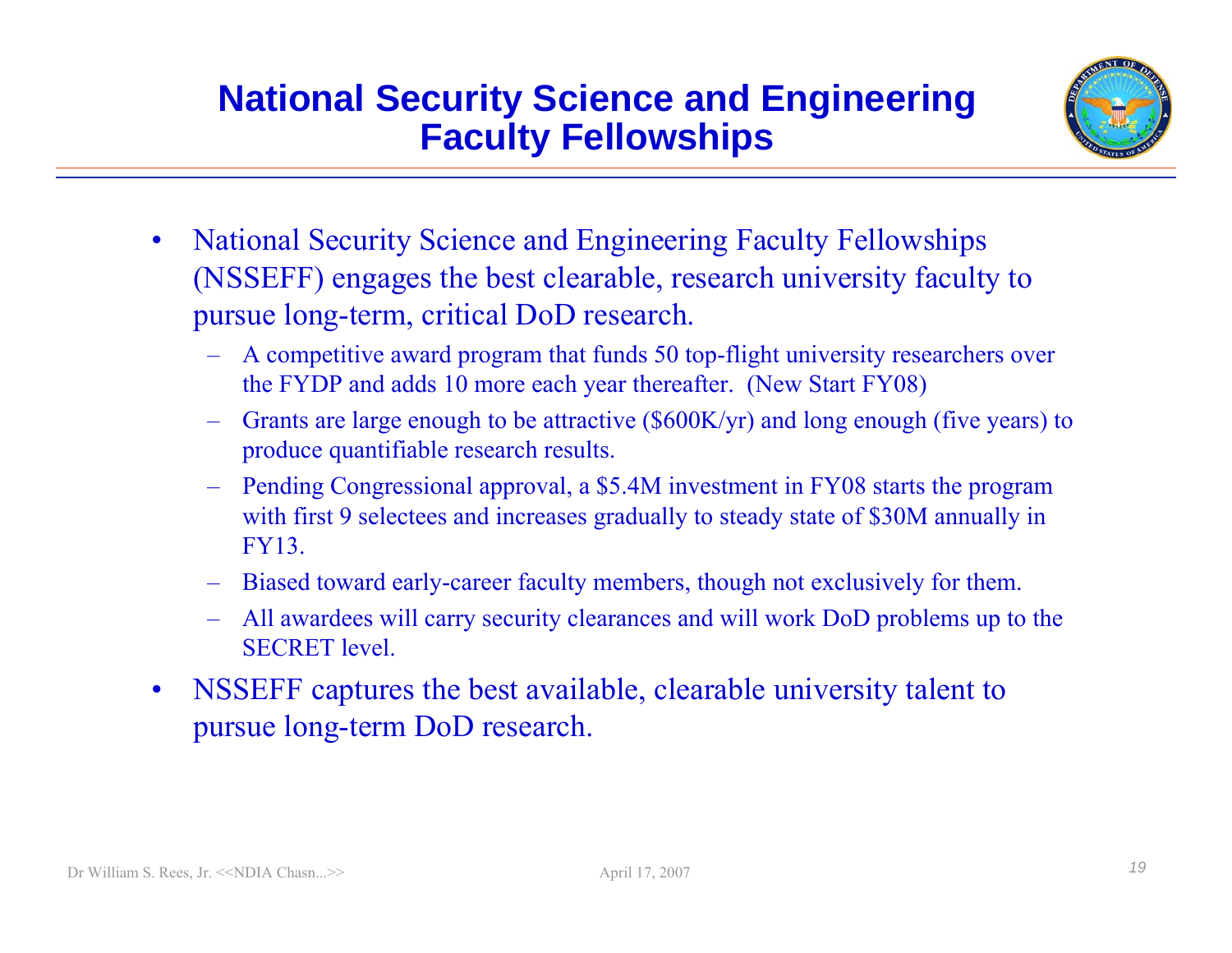# National Security Science and Engineering Faculty Fellowships

- National Security Science and Engineering Faculty Fellowships (NSSEFF) engages the best clearable, research university faculty to pursue long-term, critical DoD research.
  - A competitive award program that funds 50 top-flight university researchers over the FYDP and adds 10 more each year thereafter. (New Start FY08)
  - Grants are large enough to be attractive ($600K/yr) and long enough (five years) to produce quantifiable research results.
  - Pending Congressional approval, a $5.4M investment in FY08 starts the program with first 9 selectees and increases gradually to steady state of $30M annually in FY13.
  - Biased toward early-career faculty members, though not exclusively for them.
  - All awardees will carry security clearances and will work DoD problems up to the SECRET level.
- NSSEFF captures the best available, clearable university talent to pursue long-term DoD research.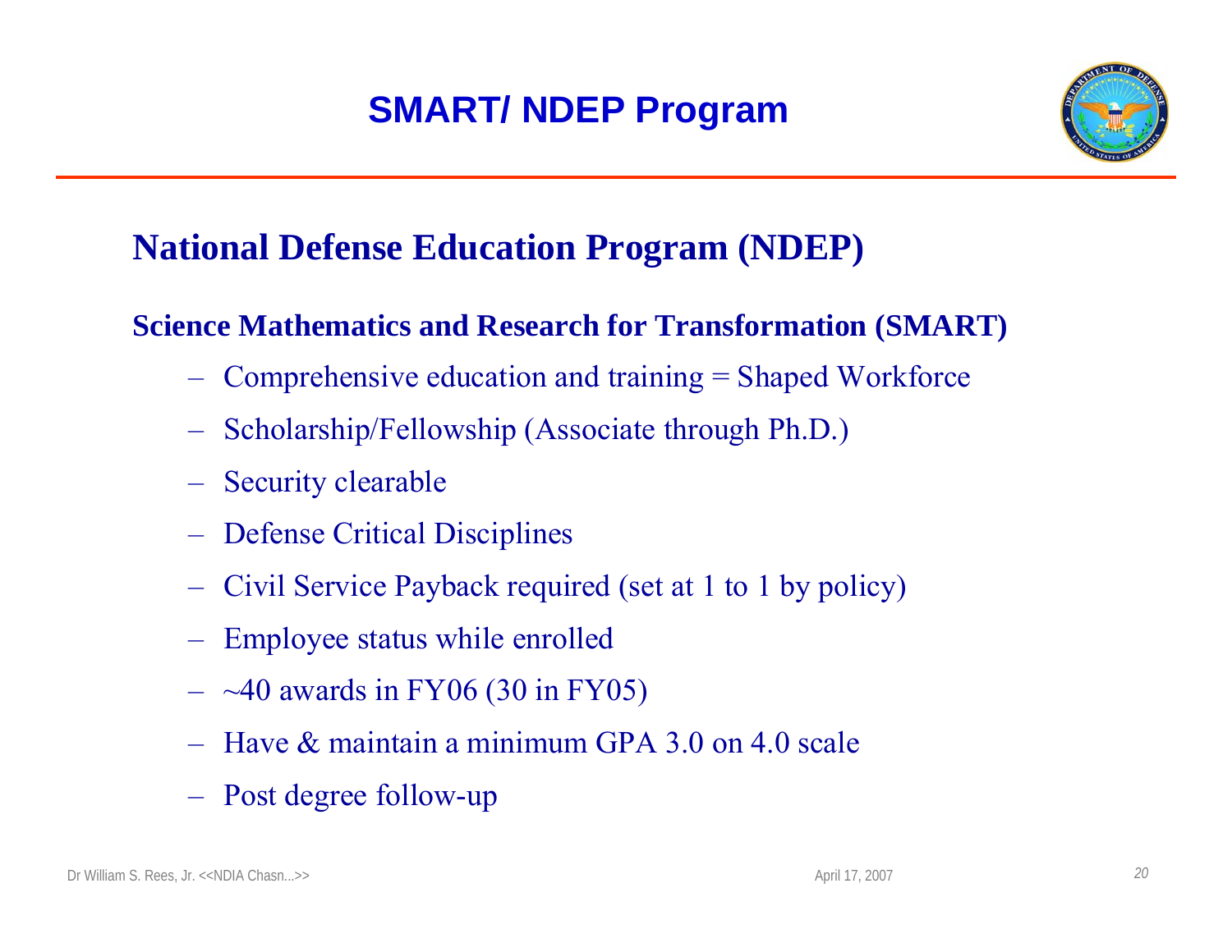# SMART/ NDEP Program

## National Defense Education Program (NDEP)

### Science Mathematics and Research for Transformation (SMART)

- Comprehensive education and training = Shaped Workforce
- Scholarship/Fellowship (Associate through Ph.D.)
- Security clearable
- Defense Critical Disciplines
- Civil Service Payback required (set at 1 to 1 by policy)
- Employee status while enrolled
- ~40 awards in FY06 (30 in FY05)
- Have & maintain a minimum GPA 3.0 on 4.0 scale
- Post degree follow-up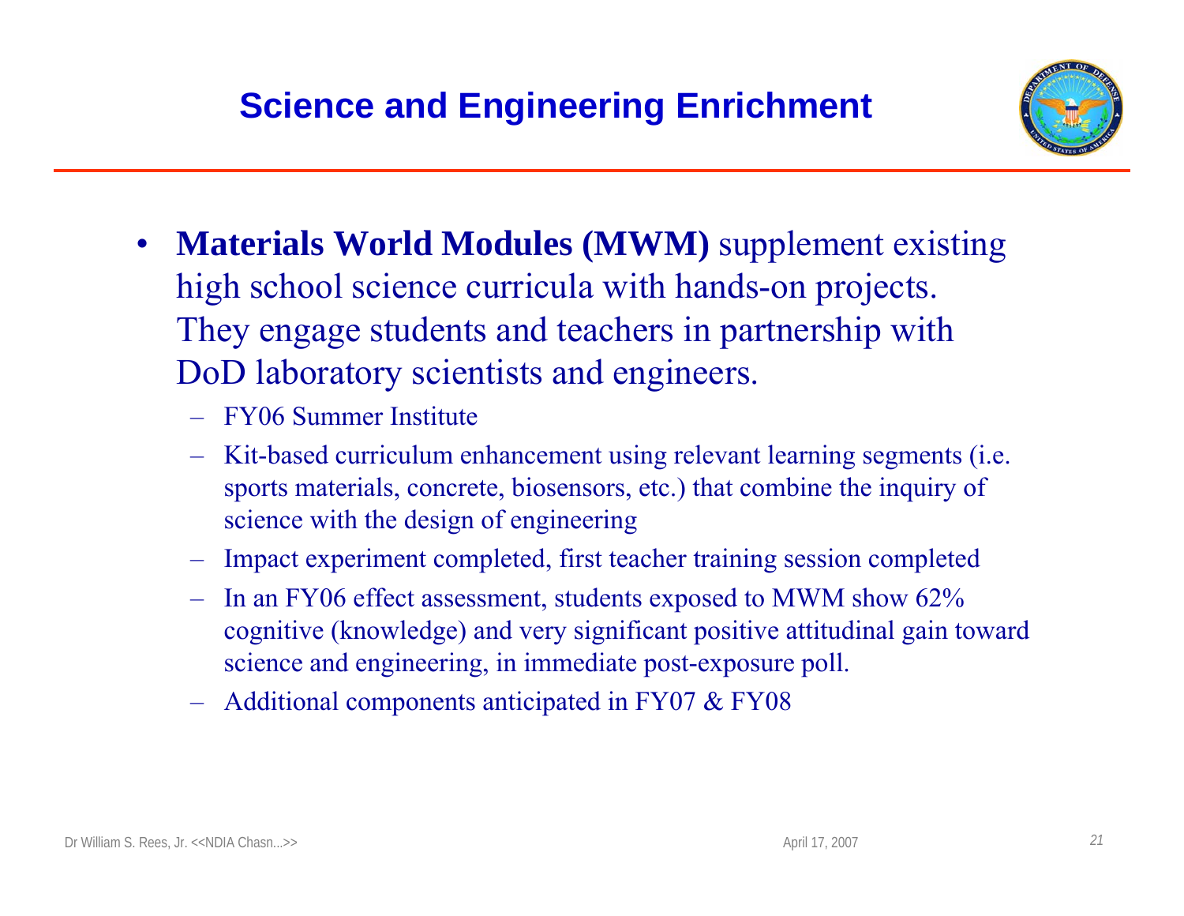# Science and Engineering Enrichment

- **Materials World Modules (MWM)** supplement existing high school science curricula with hands-on projects. They engage students and teachers in partnership with DoD laboratory scientists and engineers.
  - FY06 Summer Institute
  - Kit-based curriculum enhancement using relevant learning segments (i.e. sports materials, concrete, biosensors, etc.) that combine the inquiry of science with the design of engineering
  - Impact experiment completed, first teacher training session completed
  - In an FY06 effect assessment, students exposed to MWM show 62% cognitive (knowledge) and very significant positive attitudinal gain toward science and engineering, in immediate post-exposure poll.
  - Additional components anticipated in FY07 & FY08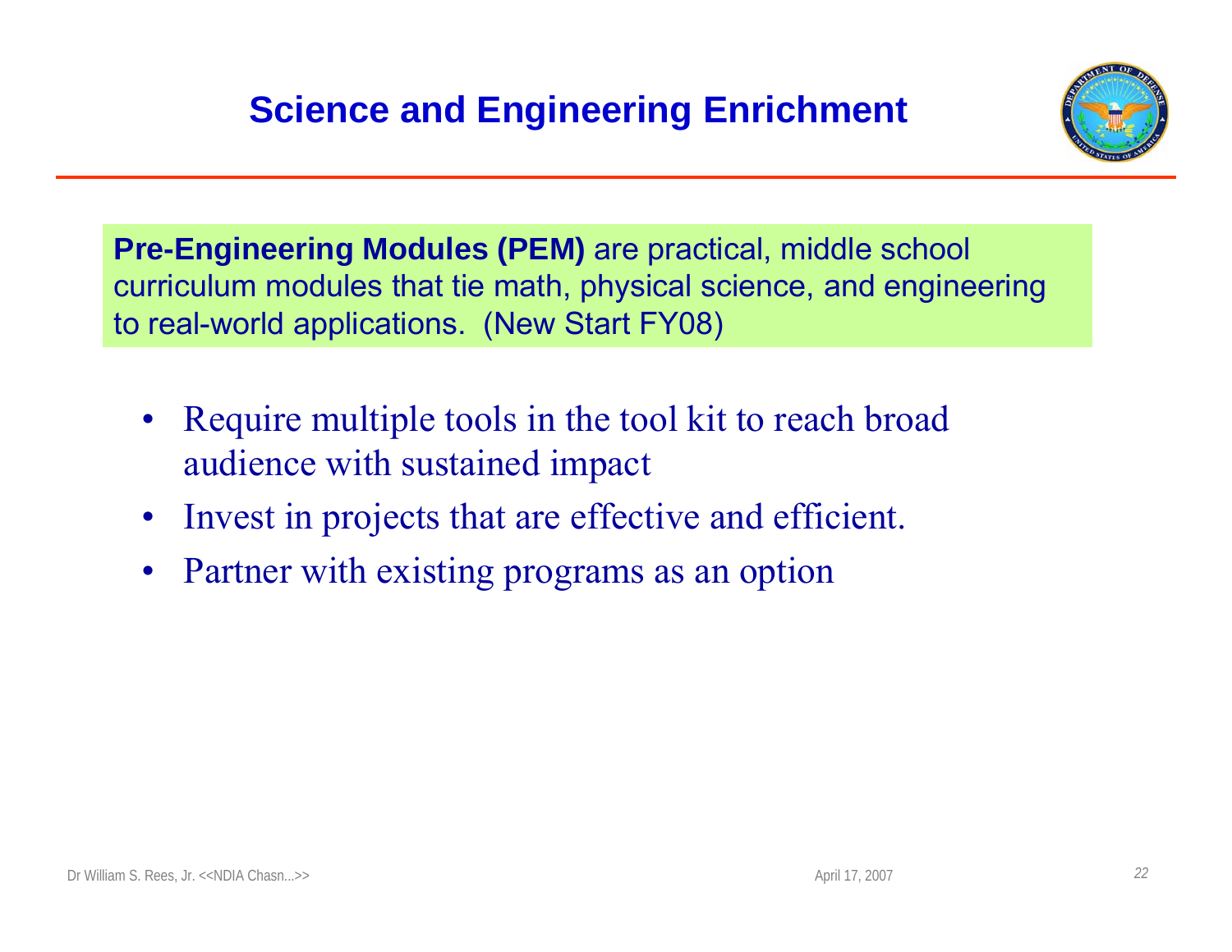# Science and Engineering Enrichment

**Pre-Engineering Modules (PEM)** are practical, middle school curriculum modules that tie math, physical science, and engineering to real-world applications. (New Start FY08)

- Require multiple tools in the tool kit to reach broad audience with sustained impact
- Invest in projects that are effective and efficient.
- Partner with existing programs as an option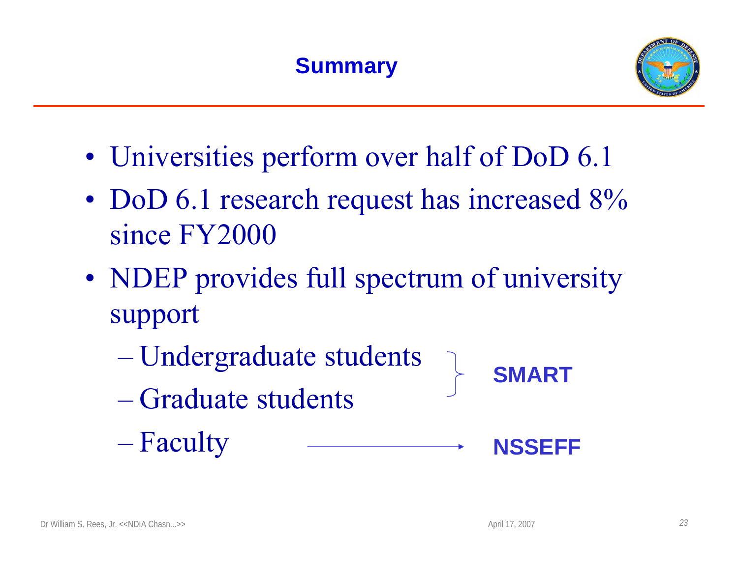## Summary

- Universities perform over half of DoD 6.1
- DoD 6.1 research request has increased 8% since FY2000
- NDEP provides full spectrum of university support
  - Undergraduate students } **SMART**
  - Graduate students } **SMART**
  - Faculty → **NSSEFF**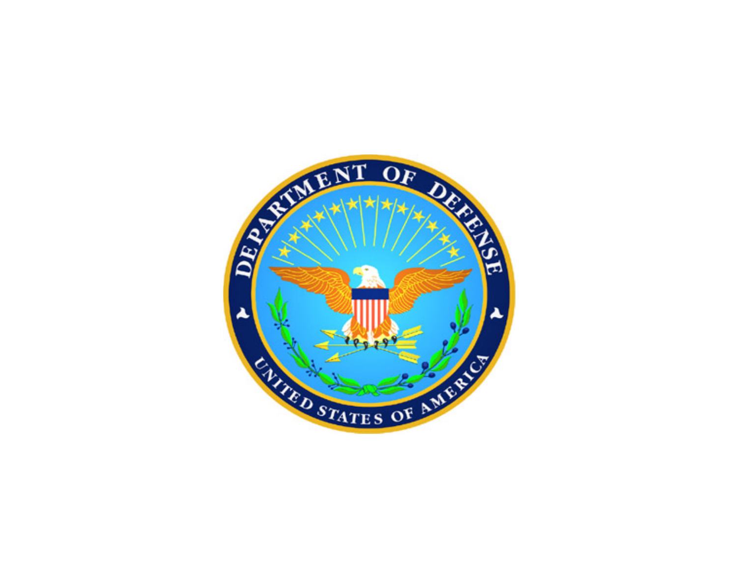DEPARTMENT OF DEFENSE

UNITED STATES OF AMERICA